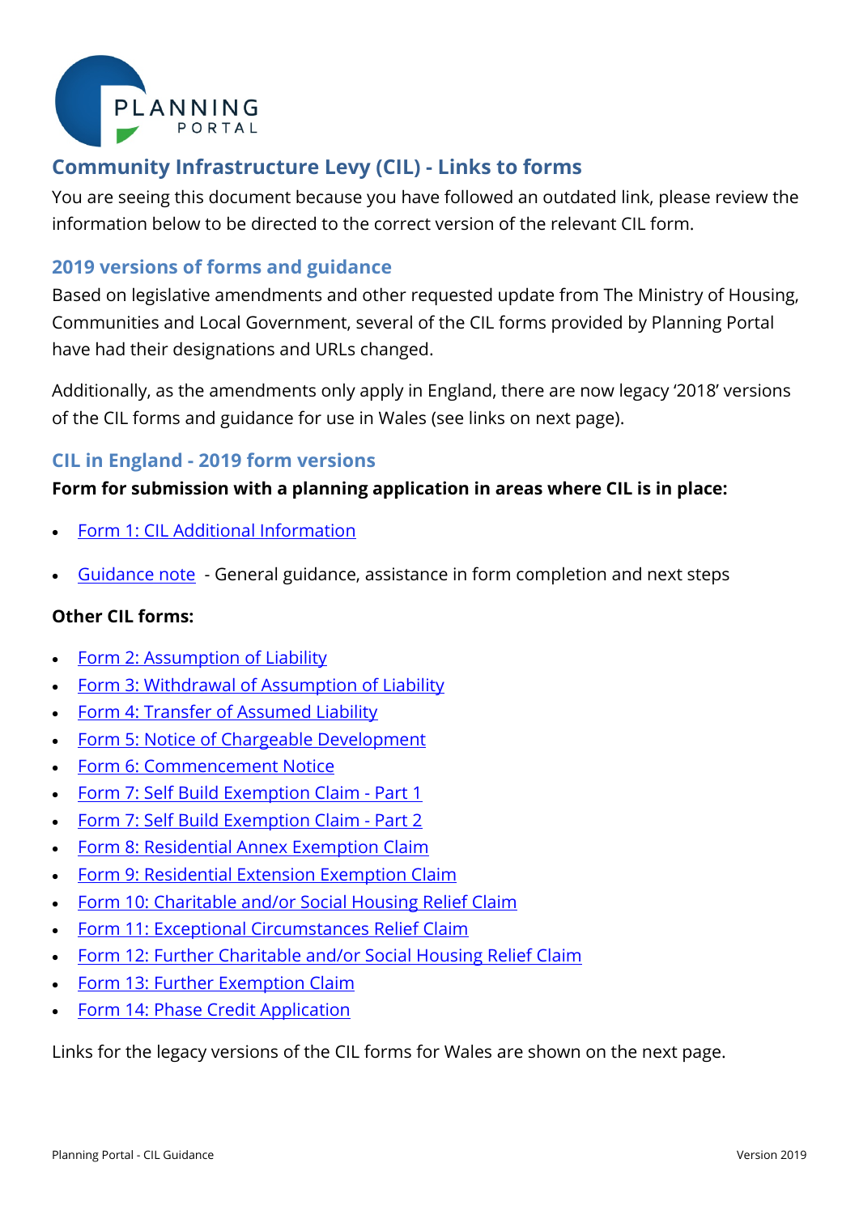# Community Infrastructure Levy (CIL) - Links to forms

You are seeing this document because you have followed an outdated link, please review the information below to be directed to the correct version of the relevant CIL form.

## 2019 versions of forms and guidance

Based on legislative amendments and other requested update from The Ministry of Housing, Communities and Local Government, several of the CIL forms provided by Planning Portal have had their designations and URLs changed.

Additionally, as the amendments only apply in England, there are now legacy '2018' versions of the CIL forms and guidance for use in Wales (see links on next page).

## CIL in England - 2019 form versions

**Form for submission with a planning application in areas where CIL is in place:**

- Form 1: CIL Additional Information
- Guidance note - General guidance, assistance in form completion and next steps

**Other CIL forms:**

- Form 2: Assumption of Liability
- Form 3: Withdrawal of Assumption of Liability
- Form 4: Transfer of Assumed Liability
- Form 5: Notice of Chargeable Development
- Form 6: Commencement Notice
- Form 7: Self Build Exemption Claim - Part 1
- Form 7: Self Build Exemption Claim - Part 2
- Form 8: Residential Annex Exemption Claim
- Form 9: Residential Extension Exemption Claim
- Form 10: Charitable and/or Social Housing Relief Claim
- Form 11: Exceptional Circumstances Relief Claim
- Form 12: Further Charitable and/or Social Housing Relief Claim
- Form 13: Further Exemption Claim
- Form 14: Phase Credit Application

Links for the legacy versions of the CIL forms for Wales are shown on the next page.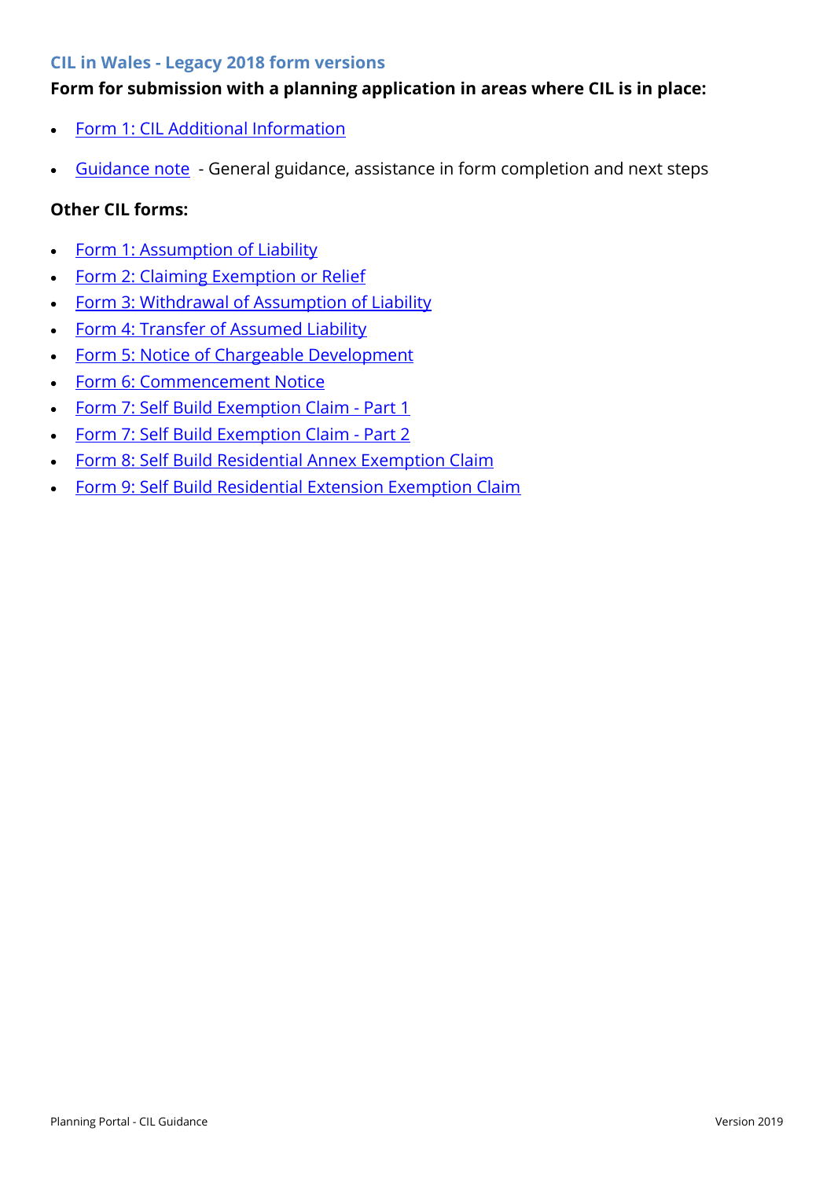### CIL in Wales - Legacy 2018 form versions

**Form for submission with a planning application in areas where CIL is in place:**

- Form 1: CIL Additional Information
- Guidance note - General guidance, assistance in form completion and next steps

**Other CIL forms:**

- Form 1: Assumption of Liability
- Form 2: Claiming Exemption or Relief
- Form 3: Withdrawal of Assumption of Liability
- Form 4: Transfer of Assumed Liability
- Form 5: Notice of Chargeable Development
- Form 6: Commencement Notice
- Form 7: Self Build Exemption Claim - Part 1
- Form 7: Self Build Exemption Claim - Part 2
- Form 8: Self Build Residential Annex Exemption Claim
- Form 9: Self Build Residential Extension Exemption Claim